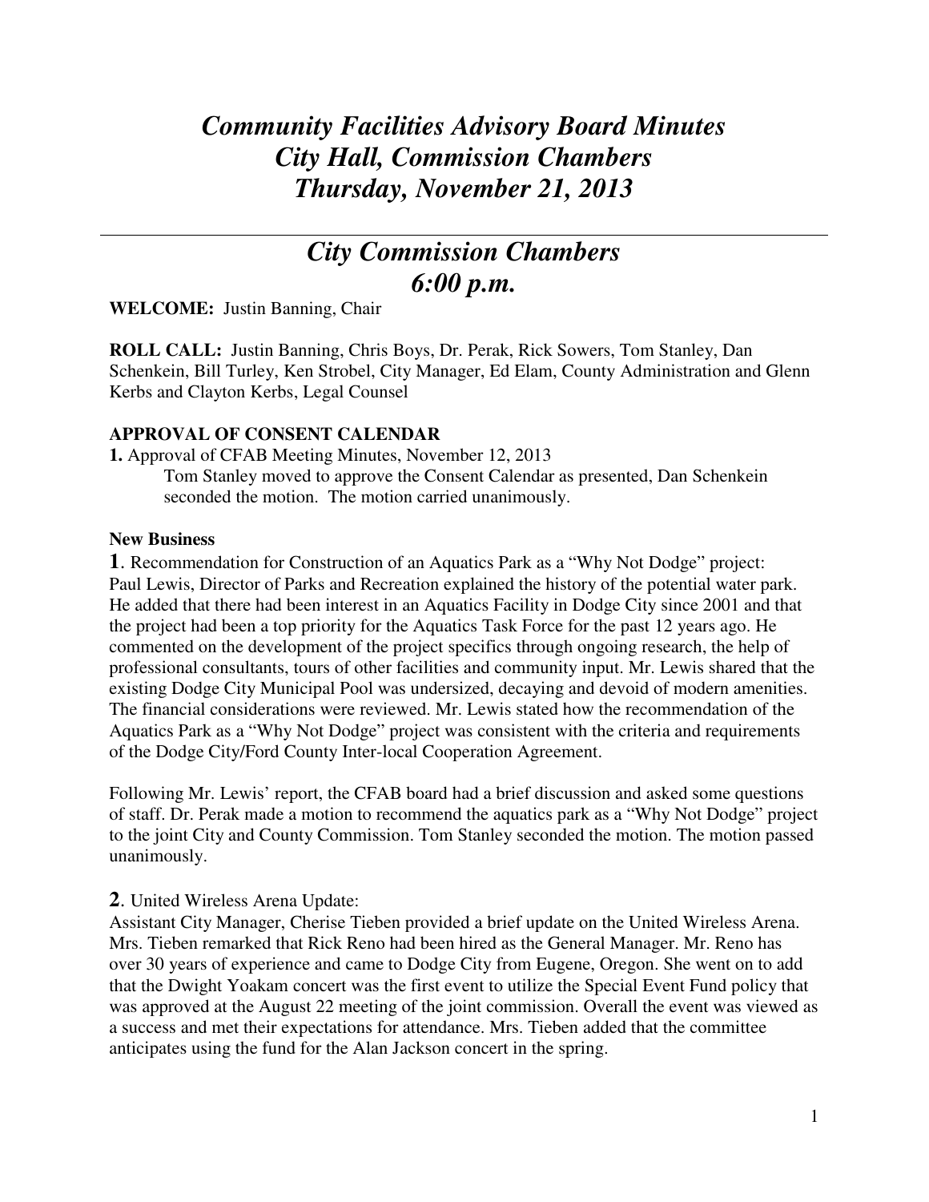# *Community Facilities Advisory Board Minutes*
# *City Hall, Commission Chambers*
# *Thursday, November 21, 2013*

---

## *City Commission Chambers*
## *6:00 p.m.*

**WELCOME:** Justin Banning, Chair

**ROLL CALL:** Justin Banning, Chris Boys, Dr. Perak, Rick Sowers, Tom Stanley, Dan Schenkein, Bill Turley, Ken Strobel, City Manager, Ed Elam, County Administration and Glenn Kerbs and Clayton Kerbs, Legal Counsel

**APPROVAL OF CONSENT CALENDAR**

**1.** Approval of CFAB Meeting Minutes, November 12, 2013

Tom Stanley moved to approve the Consent Calendar as presented, Dan Schenkein seconded the motion. The motion carried unanimously.

**New Business**

**1**. Recommendation for Construction of an Aquatics Park as a "Why Not Dodge" project:
Paul Lewis, Director of Parks and Recreation explained the history of the potential water park. He added that there had been interest in an Aquatics Facility in Dodge City since 2001 and that the project had been a top priority for the Aquatics Task Force for the past 12 years ago. He commented on the development of the project specifics through ongoing research, the help of professional consultants, tours of other facilities and community input. Mr. Lewis shared that the existing Dodge City Municipal Pool was undersized, decaying and devoid of modern amenities. The financial considerations were reviewed. Mr. Lewis stated how the recommendation of the Aquatics Park as a "Why Not Dodge" project was consistent with the criteria and requirements of the Dodge City/Ford County Inter-local Cooperation Agreement.

Following Mr. Lewis' report, the CFAB board had a brief discussion and asked some questions of staff. Dr. Perak made a motion to recommend the aquatics park as a "Why Not Dodge" project to the joint City and County Commission. Tom Stanley seconded the motion. The motion passed unanimously.

**2**. United Wireless Arena Update:
Assistant City Manager, Cherise Tieben provided a brief update on the United Wireless Arena. Mrs. Tieben remarked that Rick Reno had been hired as the General Manager. Mr. Reno has over 30 years of experience and came to Dodge City from Eugene, Oregon. She went on to add that the Dwight Yoakam concert was the first event to utilize the Special Event Fund policy that was approved at the August 22 meeting of the joint commission. Overall the event was viewed as a success and met their expectations for attendance. Mrs. Tieben added that the committee anticipates using the fund for the Alan Jackson concert in the spring.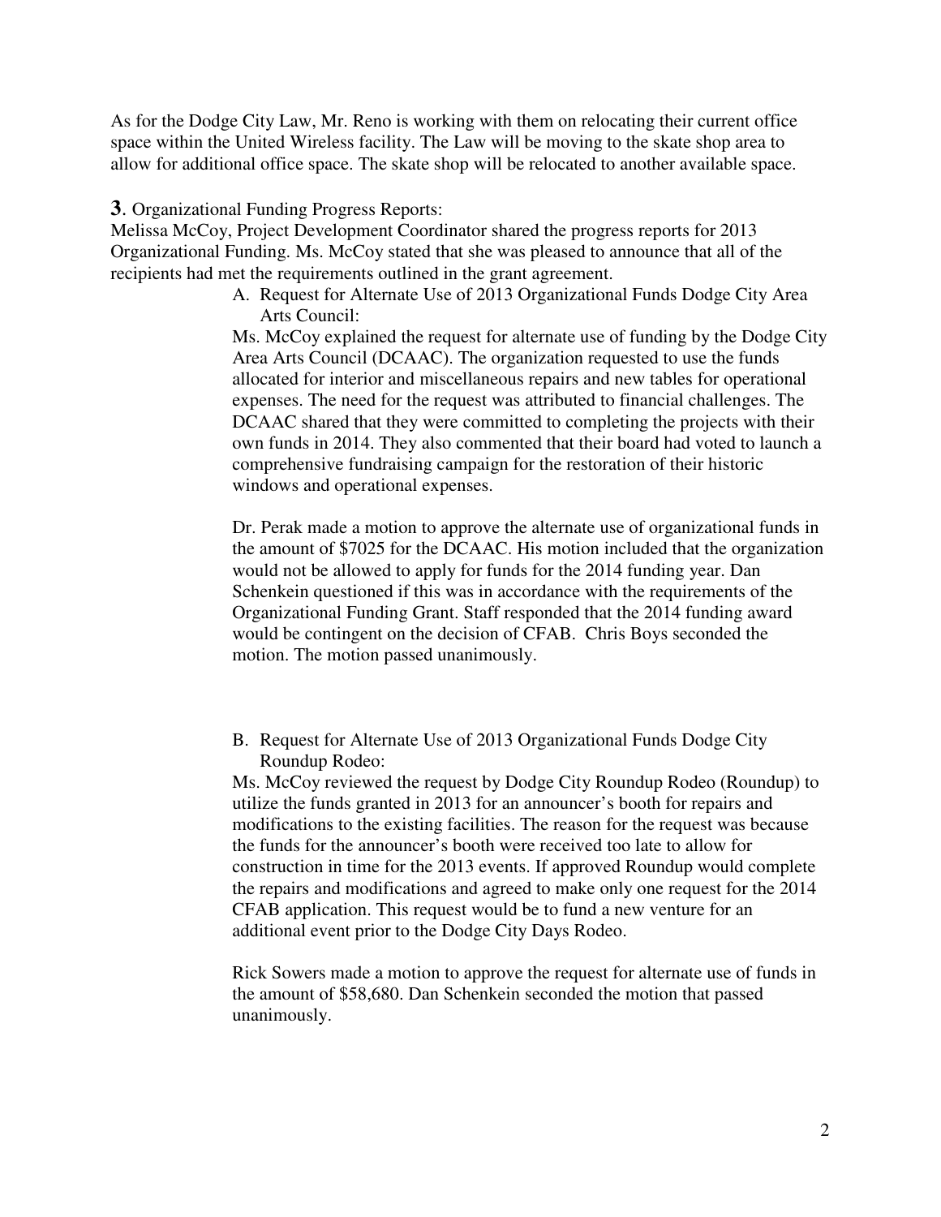As for the Dodge City Law, Mr. Reno is working with them on relocating their current office space within the United Wireless facility. The Law will be moving to the skate shop area to allow for additional office space. The skate shop will be relocated to another available space.

**3**. Organizational Funding Progress Reports:

Melissa McCoy, Project Development Coordinator shared the progress reports for 2013 Organizational Funding. Ms. McCoy stated that she was pleased to announce that all of the recipients had met the requirements outlined in the grant agreement.

A. Request for Alternate Use of 2013 Organizational Funds Dodge City Area Arts Council:

Ms. McCoy explained the request for alternate use of funding by the Dodge City Area Arts Council (DCAAC). The organization requested to use the funds allocated for interior and miscellaneous repairs and new tables for operational expenses. The need for the request was attributed to financial challenges. The DCAAC shared that they were committed to completing the projects with their own funds in 2014. They also commented that their board had voted to launch a comprehensive fundraising campaign for the restoration of their historic windows and operational expenses.

Dr. Perak made a motion to approve the alternate use of organizational funds in the amount of $7025 for the DCAAC. His motion included that the organization would not be allowed to apply for funds for the 2014 funding year. Dan Schenkein questioned if this was in accordance with the requirements of the Organizational Funding Grant. Staff responded that the 2014 funding award would be contingent on the decision of CFAB. Chris Boys seconded the motion. The motion passed unanimously.

B. Request for Alternate Use of 2013 Organizational Funds Dodge City Roundup Rodeo:

Ms. McCoy reviewed the request by Dodge City Roundup Rodeo (Roundup) to utilize the funds granted in 2013 for an announcer's booth for repairs and modifications to the existing facilities. The reason for the request was because the funds for the announcer's booth were received too late to allow for construction in time for the 2013 events. If approved Roundup would complete the repairs and modifications and agreed to make only one request for the 2014 CFAB application. This request would be to fund a new venture for an additional event prior to the Dodge City Days Rodeo.

Rick Sowers made a motion to approve the request for alternate use of funds in the amount of $58,680. Dan Schenkein seconded the motion that passed unanimously.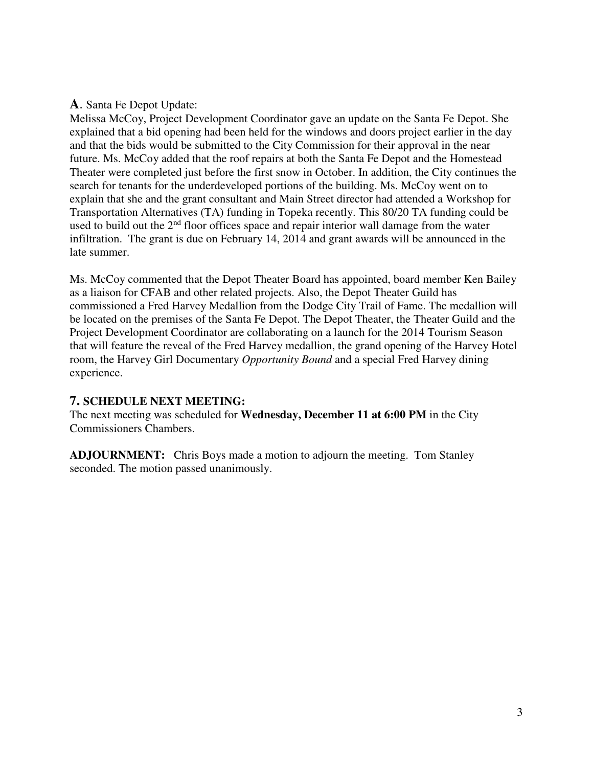**A**. Santa Fe Depot Update:

Melissa McCoy, Project Development Coordinator gave an update on the Santa Fe Depot. She explained that a bid opening had been held for the windows and doors project earlier in the day and that the bids would be submitted to the City Commission for their approval in the near future. Ms. McCoy added that the roof repairs at both the Santa Fe Depot and the Homestead Theater were completed just before the first snow in October. In addition, the City continues the search for tenants for the underdeveloped portions of the building. Ms. McCoy went on to explain that she and the grant consultant and Main Street director had attended a Workshop for Transportation Alternatives (TA) funding in Topeka recently. This 80/20 TA funding could be used to build out the 2nd floor offices space and repair interior wall damage from the water infiltration. The grant is due on February 14, 2014 and grant awards will be announced in the late summer.

Ms. McCoy commented that the Depot Theater Board has appointed, board member Ken Bailey as a liaison for CFAB and other related projects. Also, the Depot Theater Guild has commissioned a Fred Harvey Medallion from the Dodge City Trail of Fame. The medallion will be located on the premises of the Santa Fe Depot. The Depot Theater, the Theater Guild and the Project Development Coordinator are collaborating on a launch for the 2014 Tourism Season that will feature the reveal of the Fred Harvey medallion, the grand opening of the Harvey Hotel room, the Harvey Girl Documentary *Opportunity Bound* and a special Fred Harvey dining experience.

## 7. SCHEDULE NEXT MEETING:

The next meeting was scheduled for **Wednesday, December 11 at 6:00 PM** in the City Commissioners Chambers.

**ADJOURNMENT:** Chris Boys made a motion to adjourn the meeting. Tom Stanley seconded. The motion passed unanimously.